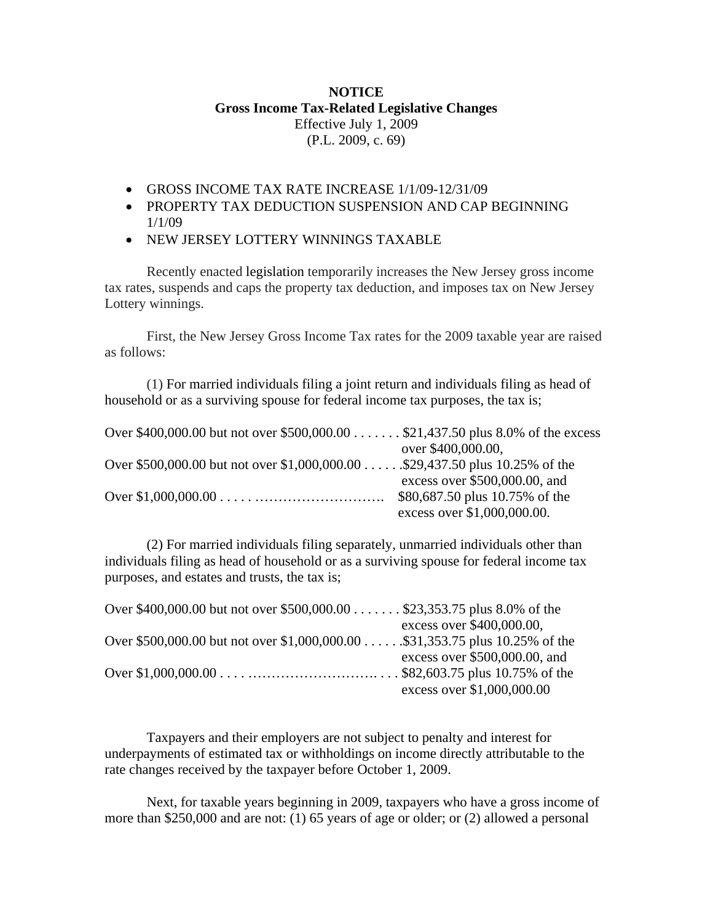**NOTICE**
**Gross Income Tax-Related Legislative Changes**
Effective July 1, 2009
(P.L. 2009, c. 69)

- GROSS INCOME TAX RATE INCREASE 1/1/09-12/31/09
- PROPERTY TAX DEDUCTION SUSPENSION AND CAP BEGINNING 1/1/09
- NEW JERSEY LOTTERY WINNINGS TAXABLE

Recently enacted legislation temporarily increases the New Jersey gross income tax rates, suspends and caps the property tax deduction, and imposes tax on New Jersey Lottery winnings.

First, the New Jersey Gross Income Tax rates for the 2009 taxable year are raised as follows:

(1) For married individuals filing a joint return and individuals filing as head of household or as a surviving spouse for federal income tax purposes, the tax is;

| | |
|---|---|
| Over $400,000.00 but not over $500,000.00 | $21,437.50 plus 8.0% of the excess over $400,000.00, |
| Over $500,000.00 but not over $1,000,000.00 | $29,437.50 plus 10.25% of the excess over $500,000.00, and |
| Over $1,000,000.00 | $80,687.50 plus 10.75% of the excess over $1,000,000.00. |

(2) For married individuals filing separately, unmarried individuals other than individuals filing as head of household or as a surviving spouse for federal income tax purposes, and estates and trusts, the tax is;

| | |
|---|---|
| Over $400,000.00 but not over $500,000.00 | $23,353.75 plus 8.0% of the excess over $400,000.00, |
| Over $500,000.00 but not over $1,000,000.00 | $31,353.75 plus 10.25% of the excess over $500,000.00, and |
| Over $1,000,000.00 | $82,603.75 plus 10.75% of the excess over $1,000,000.00 |

Taxpayers and their employers are not subject to penalty and interest for underpayments of estimated tax or withholdings on income directly attributable to the rate changes received by the taxpayer before October 1, 2009.

Next, for taxable years beginning in 2009, taxpayers who have a gross income of more than $250,000 and are not: (1) 65 years of age or older; or (2) allowed a personal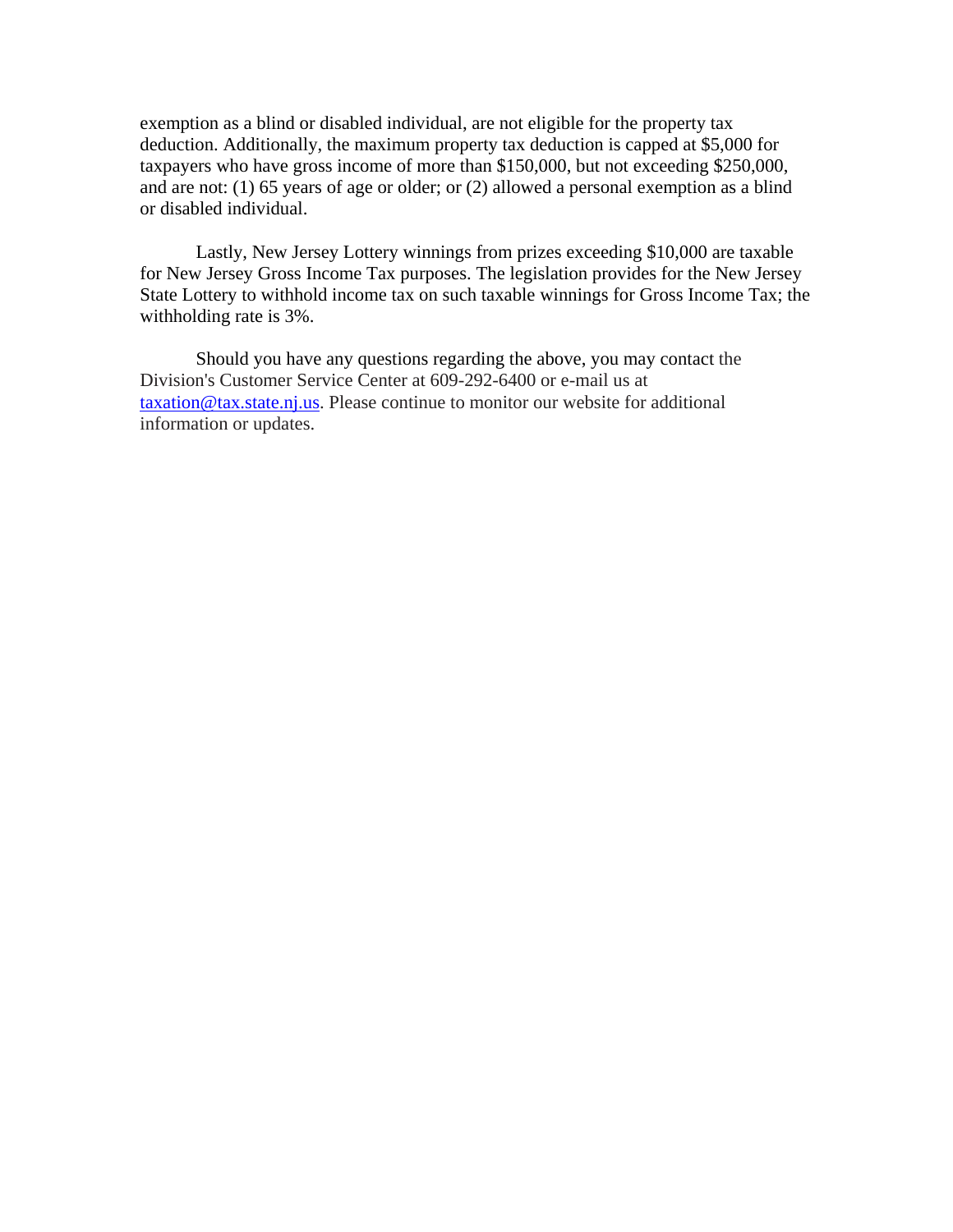exemption as a blind or disabled individual, are not eligible for the property tax deduction. Additionally, the maximum property tax deduction is capped at $5,000 for taxpayers who have gross income of more than $150,000, but not exceeding $250,000, and are not: (1) 65 years of age or older; or (2) allowed a personal exemption as a blind or disabled individual.

Lastly, New Jersey Lottery winnings from prizes exceeding $10,000 are taxable for New Jersey Gross Income Tax purposes. The legislation provides for the New Jersey State Lottery to withhold income tax on such taxable winnings for Gross Income Tax; the withholding rate is 3%.

Should you have any questions regarding the above, you may contact the Division's Customer Service Center at 609-292-6400 or e-mail us at taxation@tax.state.nj.us. Please continue to monitor our website for additional information or updates.